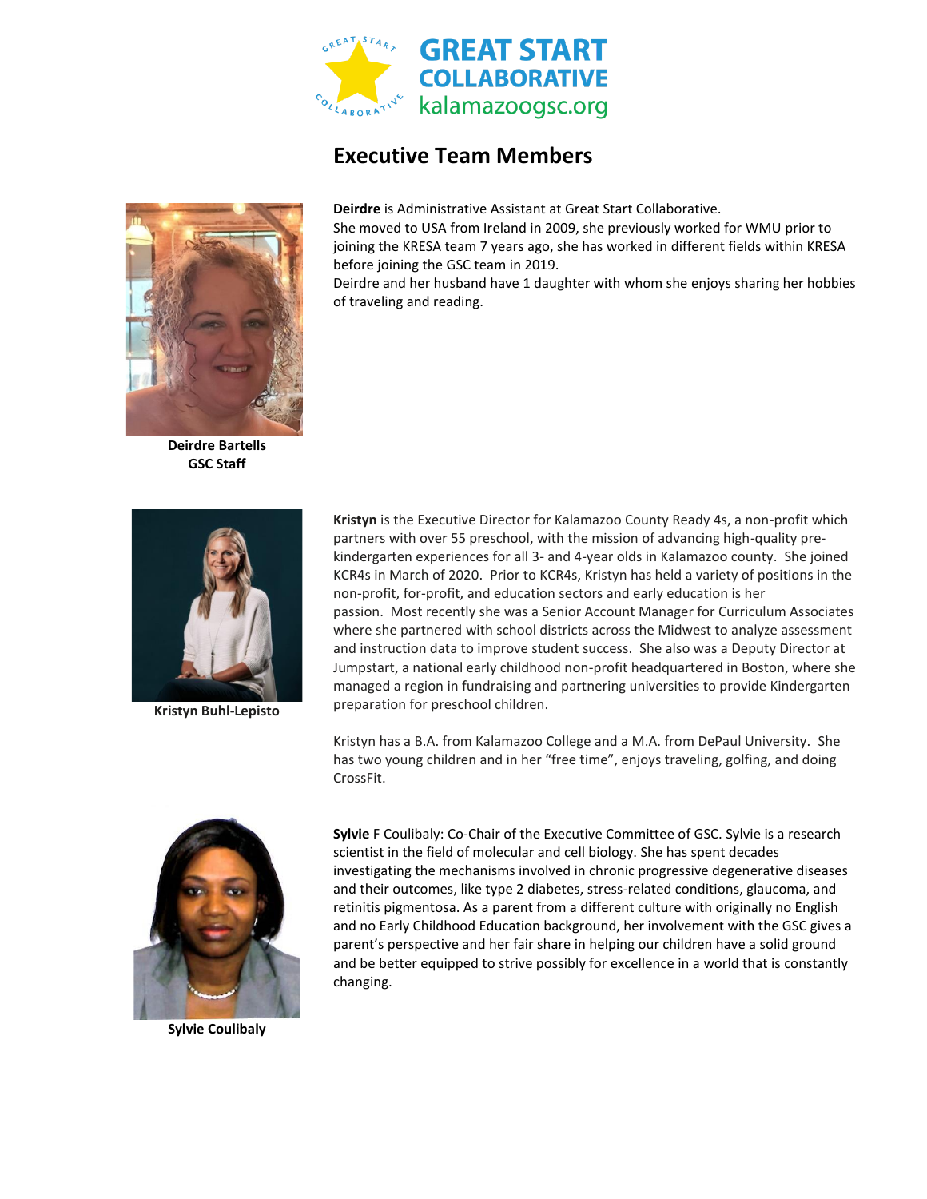GREAT START COLLABORATIVE
kalamazoogsc.org

# Executive Team Members

**Deirdre Bartells**
**GSC Staff**

**Deirdre** is Administrative Assistant at Great Start Collaborative.
She moved to USA from Ireland in 2009, she previously worked for WMU prior to joining the KRESA team 7 years ago, she has worked in different fields within KRESA before joining the GSC team in 2019.
Deirdre and her husband have 1 daughter with whom she enjoys sharing her hobbies of traveling and reading.

**Kristyn Buhl-Lepisto**

**Kristyn** is the Executive Director for Kalamazoo County Ready 4s, a non-profit which partners with over 55 preschool, with the mission of advancing high-quality pre-kindergarten experiences for all 3- and 4-year olds in Kalamazoo county. She joined KCR4s in March of 2020. Prior to KCR4s, Kristyn has held a variety of positions in the non-profit, for-profit, and education sectors and early education is her passion. Most recently she was a Senior Account Manager for Curriculum Associates where she partnered with school districts across the Midwest to analyze assessment and instruction data to improve student success. She also was a Deputy Director at Jumpstart, a national early childhood non-profit headquartered in Boston, where she managed a region in fundraising and partnering universities to provide Kindergarten preparation for preschool children.

Kristyn has a B.A. from Kalamazoo College and a M.A. from DePaul University. She has two young children and in her "free time", enjoys traveling, golfing, and doing CrossFit.

**Sylvie Coulibaly**

**Sylvie** F Coulibaly: Co-Chair of the Executive Committee of GSC. Sylvie is a research scientist in the field of molecular and cell biology. She has spent decades investigating the mechanisms involved in chronic progressive degenerative diseases and their outcomes, like type 2 diabetes, stress-related conditions, glaucoma, and retinitis pigmentosa. As a parent from a different culture with originally no English and no Early Childhood Education background, her involvement with the GSC gives a parent's perspective and her fair share in helping our children have a solid ground and be better equipped to strive possibly for excellence in a world that is constantly changing.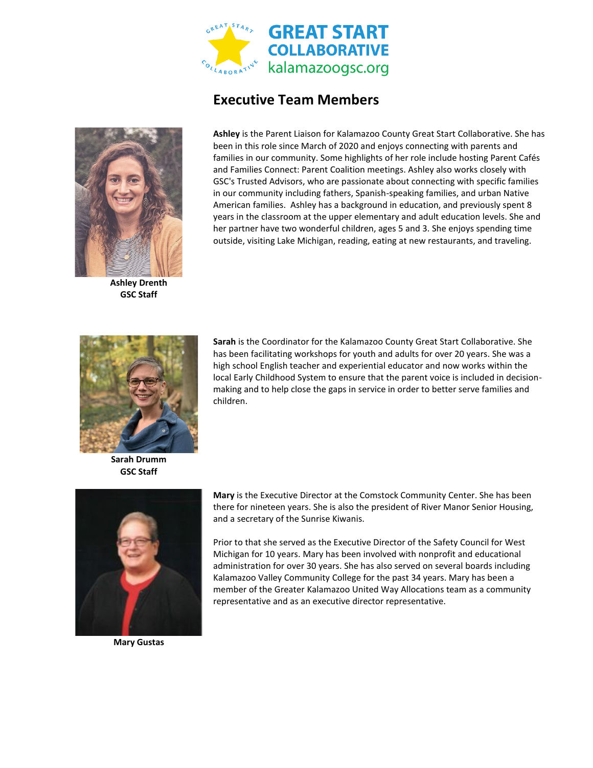GREAT START COLLABORATIVE
kalamazoogsc.org

## Executive Team Members

**Ashley Drenth**
**GSC Staff**

**Ashley** is the Parent Liaison for Kalamazoo County Great Start Collaborative. She has been in this role since March of 2020 and enjoys connecting with parents and families in our community. Some highlights of her role include hosting Parent Cafés and Families Connect: Parent Coalition meetings. Ashley also works closely with GSC's Trusted Advisors, who are passionate about connecting with specific families in our community including fathers, Spanish-speaking families, and urban Native American families. Ashley has a background in education, and previously spent 8 years in the classroom at the upper elementary and adult education levels. She and her partner have two wonderful children, ages 5 and 3. She enjoys spending time outside, visiting Lake Michigan, reading, eating at new restaurants, and traveling.

**Sarah Drumm**
**GSC Staff**

**Sarah** is the Coordinator for the Kalamazoo County Great Start Collaborative. She has been facilitating workshops for youth and adults for over 20 years. She was a high school English teacher and experiential educator and now works within the local Early Childhood System to ensure that the parent voice is included in decision-making and to help close the gaps in service in order to better serve families and children.

**Mary Gustas**

**Mary** is the Executive Director at the Comstock Community Center. She has been there for nineteen years. She is also the president of River Manor Senior Housing, and a secretary of the Sunrise Kiwanis.

Prior to that she served as the Executive Director of the Safety Council for West Michigan for 10 years. Mary has been involved with nonprofit and educational administration for over 30 years. She has also served on several boards including Kalamazoo Valley Community College for the past 34 years. Mary has been a member of the Greater Kalamazoo United Way Allocations team as a community representative and as an executive director representative.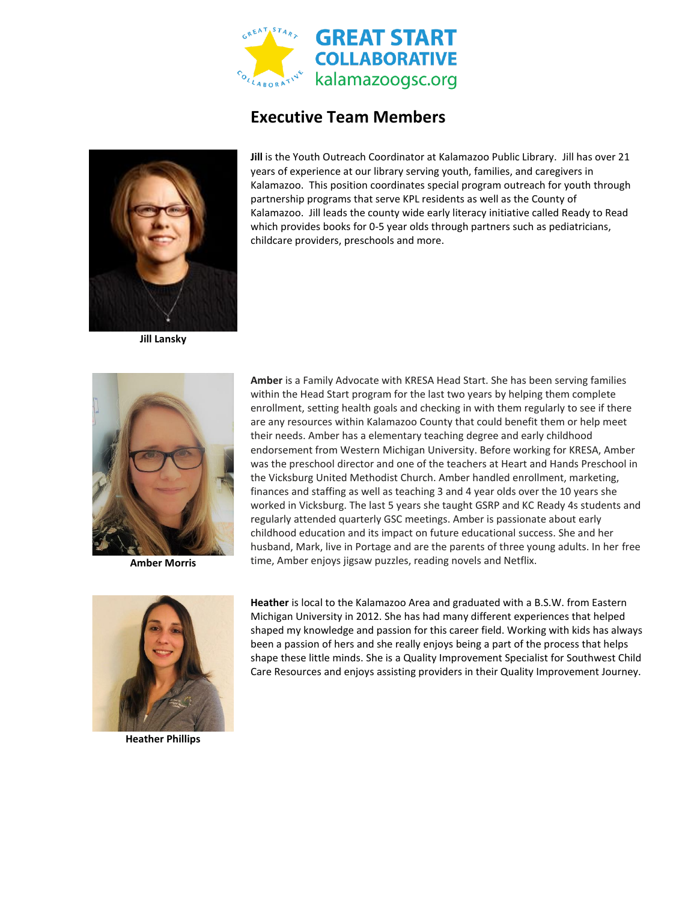GREAT START COLLABORATIVE
kalamazoogsc.org

# Executive Team Members

**Jill** is the Youth Outreach Coordinator at Kalamazoo Public Library. Jill has over 21 years of experience at our library serving youth, families, and caregivers in Kalamazoo. This position coordinates special program outreach for youth through partnership programs that serve KPL residents as well as the County of Kalamazoo. Jill leads the county wide early literacy initiative called Ready to Read which provides books for 0-5 year olds through partners such as pediatricians, childcare providers, preschools and more.

**Jill Lansky**

**Amber** is a Family Advocate with KRESA Head Start. She has been serving families within the Head Start program for the last two years by helping them complete enrollment, setting health goals and checking in with them regularly to see if there are any resources within Kalamazoo County that could benefit them or help meet their needs. Amber has a elementary teaching degree and early childhood endorsement from Western Michigan University. Before working for KRESA, Amber was the preschool director and one of the teachers at Heart and Hands Preschool in the Vicksburg United Methodist Church. Amber handled enrollment, marketing, finances and staffing as well as teaching 3 and 4 year olds over the 10 years she worked in Vicksburg. The last 5 years she taught GSRP and KC Ready 4s students and regularly attended quarterly GSC meetings. Amber is passionate about early childhood education and its impact on future educational success. She and her husband, Mark, live in Portage and are the parents of three young adults. In her free time, Amber enjoys jigsaw puzzles, reading novels and Netflix.

**Amber Morris**

**Heather** is local to the Kalamazoo Area and graduated with a B.S.W. from Eastern Michigan University in 2012. She has had many different experiences that helped shaped my knowledge and passion for this career field. Working with kids has always been a passion of hers and she really enjoys being a part of the process that helps shape these little minds. She is a Quality Improvement Specialist for Southwest Child Care Resources and enjoys assisting providers in their Quality Improvement Journey.

**Heather Phillips**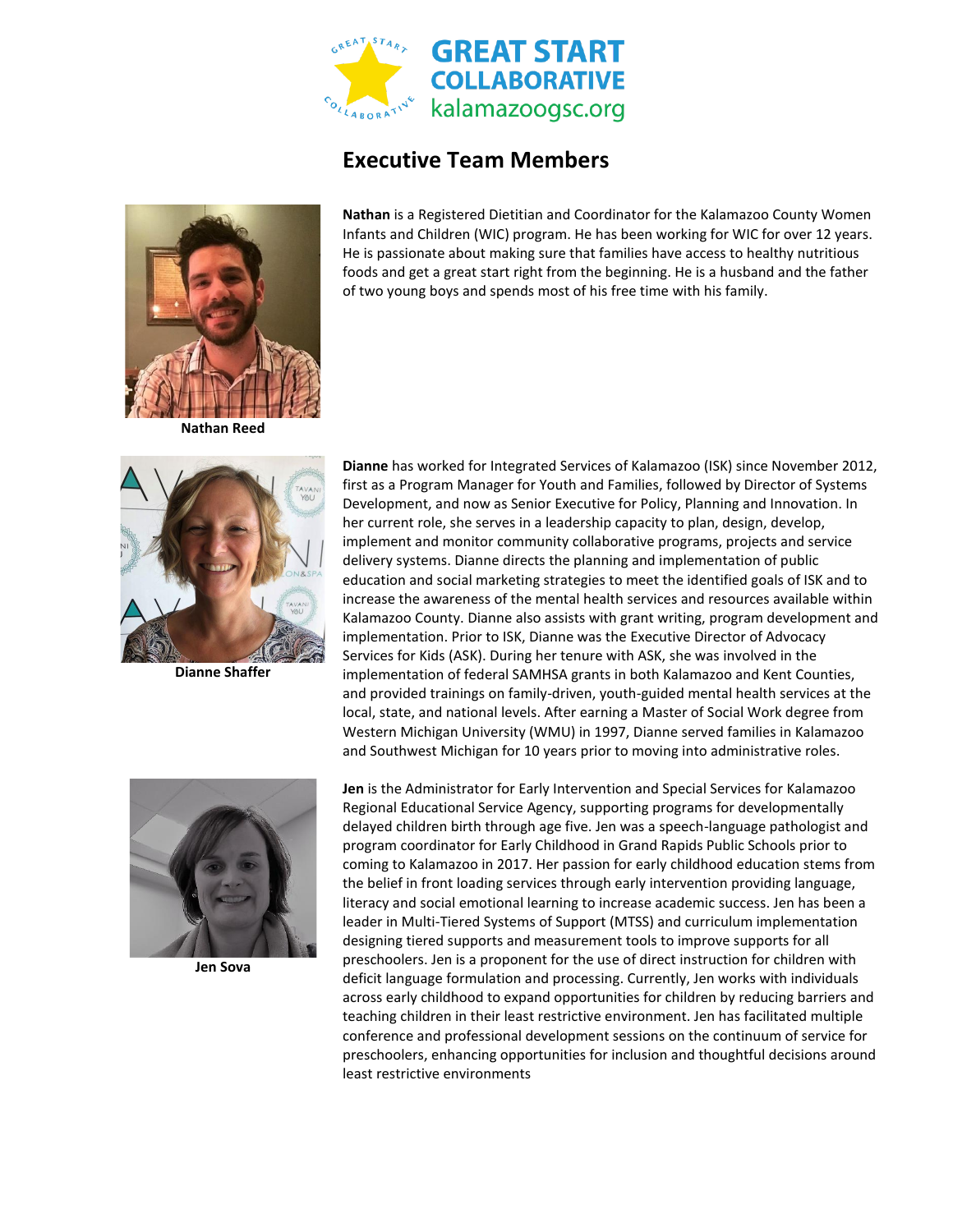GREAT START COLLABORATIVE
kalamazoogsc.org

# Executive Team Members

**Nathan Reed**

**Nathan** is a Registered Dietitian and Coordinator for the Kalamazoo County Women Infants and Children (WIC) program. He has been working for WIC for over 12 years. He is passionate about making sure that families have access to healthy nutritious foods and get a great start right from the beginning. He is a husband and the father of two young boys and spends most of his free time with his family.

**Dianne Shaffer**

**Dianne** has worked for Integrated Services of Kalamazoo (ISK) since November 2012, first as a Program Manager for Youth and Families, followed by Director of Systems Development, and now as Senior Executive for Policy, Planning and Innovation. In her current role, she serves in a leadership capacity to plan, design, develop, implement and monitor community collaborative programs, projects and service delivery systems. Dianne directs the planning and implementation of public education and social marketing strategies to meet the identified goals of ISK and to increase the awareness of the mental health services and resources available within Kalamazoo County. Dianne also assists with grant writing, program development and implementation. Prior to ISK, Dianne was the Executive Director of Advocacy Services for Kids (ASK). During her tenure with ASK, she was involved in the implementation of federal SAMHSA grants in both Kalamazoo and Kent Counties, and provided trainings on family-driven, youth-guided mental health services at the local, state, and national levels. After earning a Master of Social Work degree from Western Michigan University (WMU) in 1997, Dianne served families in Kalamazoo and Southwest Michigan for 10 years prior to moving into administrative roles.

**Jen Sova**

**Jen** is the Administrator for Early Intervention and Special Services for Kalamazoo Regional Educational Service Agency, supporting programs for developmentally delayed children birth through age five. Jen was a speech-language pathologist and program coordinator for Early Childhood in Grand Rapids Public Schools prior to coming to Kalamazoo in 2017. Her passion for early childhood education stems from the belief in front loading services through early intervention providing language, literacy and social emotional learning to increase academic success. Jen has been a leader in Multi-Tiered Systems of Support (MTSS) and curriculum implementation designing tiered supports and measurement tools to improve supports for all preschoolers. Jen is a proponent for the use of direct instruction for children with deficit language formulation and processing. Currently, Jen works with individuals across early childhood to expand opportunities for children by reducing barriers and teaching children in their least restrictive environment. Jen has facilitated multiple conference and professional development sessions on the continuum of service for preschoolers, enhancing opportunities for inclusion and thoughtful decisions around least restrictive environments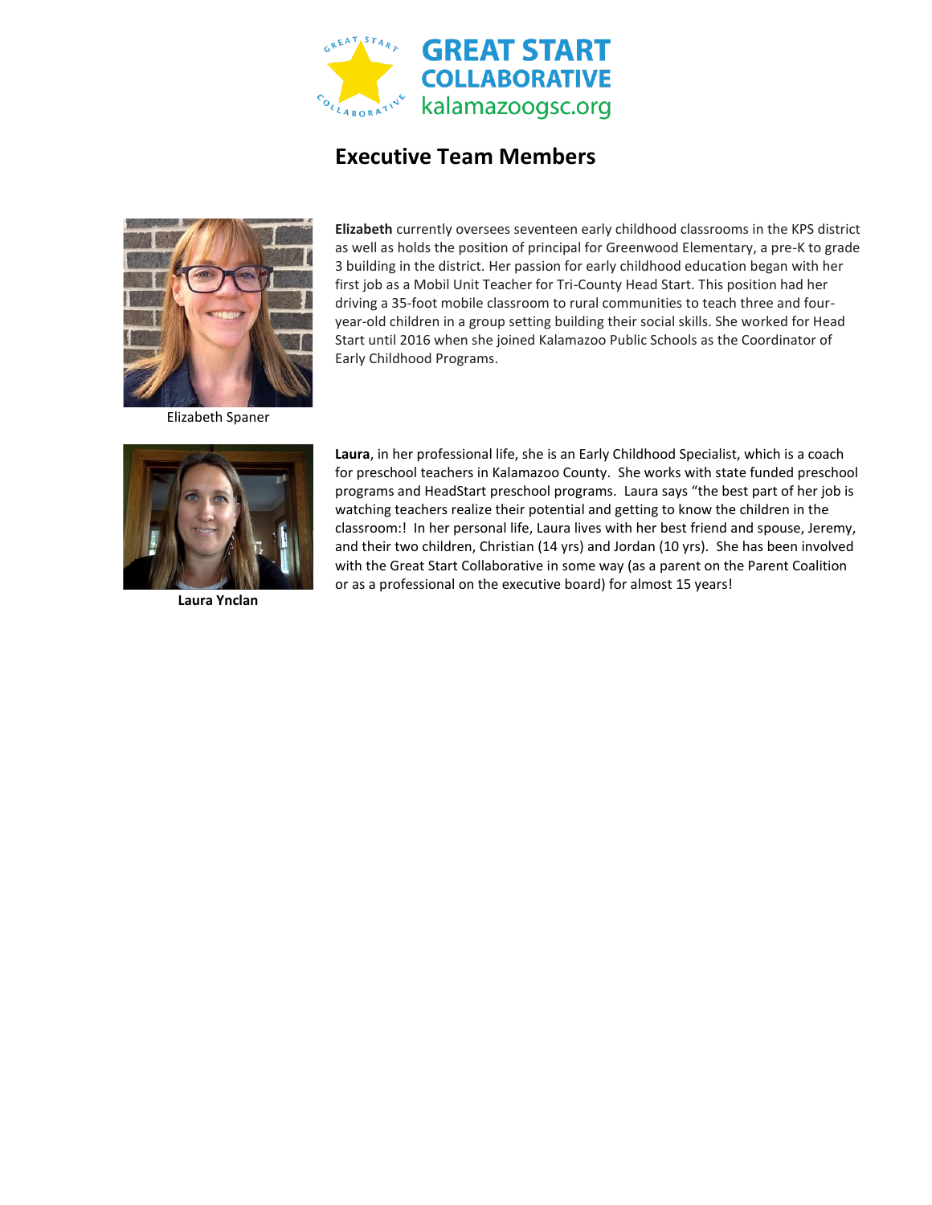GREAT START COLLABORATIVE
kalamazoogsc.org

# Executive Team Members

**Elizabeth** currently oversees seventeen early childhood classrooms in the KPS district as well as holds the position of principal for Greenwood Elementary, a pre-K to grade 3 building in the district. Her passion for early childhood education began with her first job as a Mobil Unit Teacher for Tri-County Head Start. This position had her driving a 35-foot mobile classroom to rural communities to teach three and four-year-old children in a group setting building their social skills. She worked for Head Start until 2016 when she joined Kalamazoo Public Schools as the Coordinator of Early Childhood Programs.

Elizabeth Spaner

**Laura**, in her professional life, she is an Early Childhood Specialist, which is a coach for preschool teachers in Kalamazoo County. She works with state funded preschool programs and HeadStart preschool programs. Laura says "the best part of her job is watching teachers realize their potential and getting to know the children in the classroom:! In her personal life, Laura lives with her best friend and spouse, Jeremy, and their two children, Christian (14 yrs) and Jordan (10 yrs). She has been involved with the Great Start Collaborative in some way (as a parent on the Parent Coalition or as a professional on the executive board) for almost 15 years!

**Laura Ynclan**